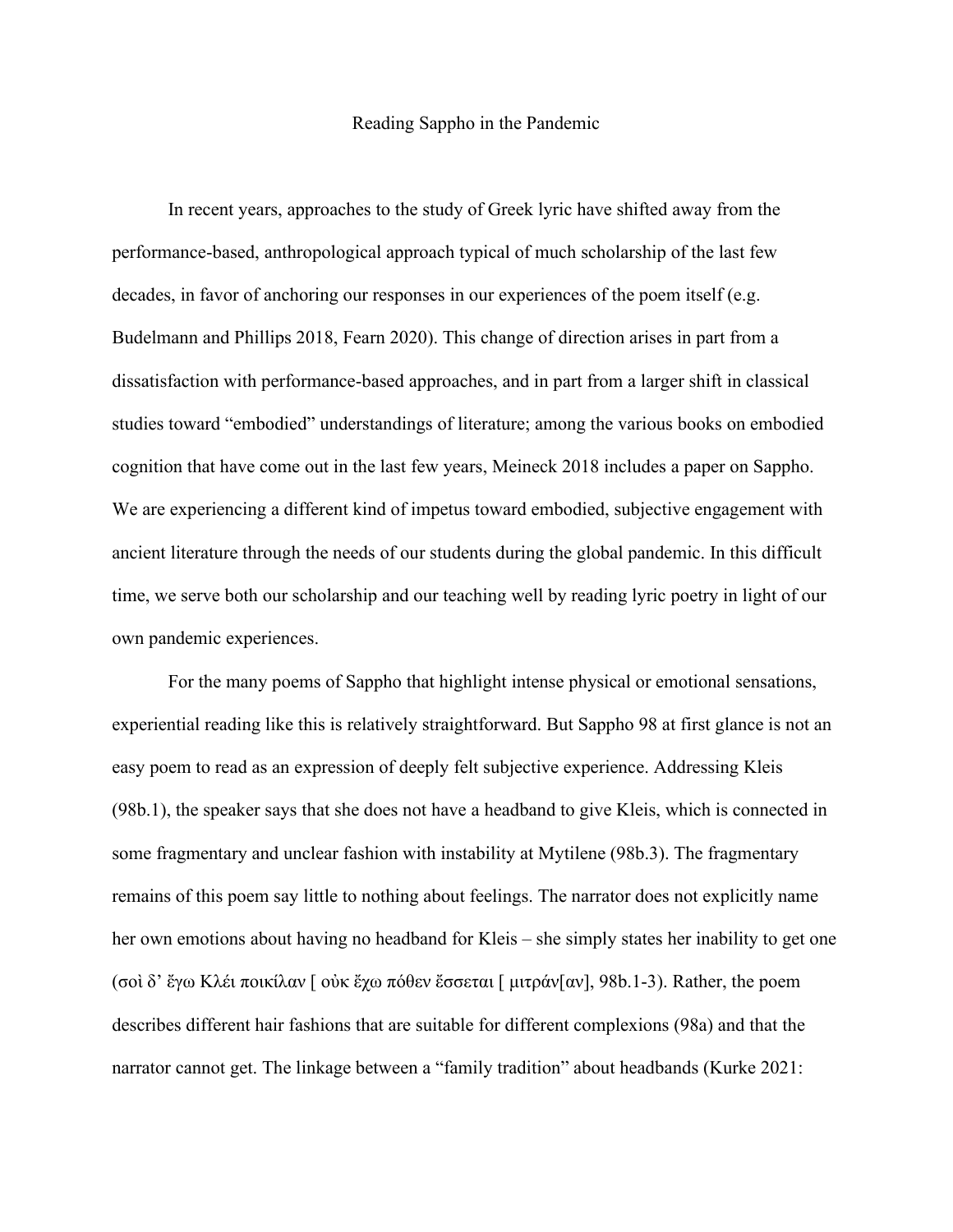# Reading Sappho in the Pandemic

In recent years, approaches to the study of Greek lyric have shifted away from the performance-based, anthropological approach typical of much scholarship of the last few decades, in favor of anchoring our responses in our experiences of the poem itself (e.g. Budelmann and Phillips 2018, Fearn 2020). This change of direction arises in part from a dissatisfaction with performance-based approaches, and in part from a larger shift in classical studies toward "embodied" understandings of literature; among the various books on embodied cognition that have come out in the last few years, Meineck 2018 includes a paper on Sappho. We are experiencing a different kind of impetus toward embodied, subjective engagement with ancient literature through the needs of our students during the global pandemic. In this difficult time, we serve both our scholarship and our teaching well by reading lyric poetry in light of our own pandemic experiences.

For the many poems of Sappho that highlight intense physical or emotional sensations, experiential reading like this is relatively straightforward. But Sappho 98 at first glance is not an easy poem to read as an expression of deeply felt subjective experience. Addressing Kleis (98b.1), the speaker says that she does not have a headband to give Kleis, which is connected in some fragmentary and unclear fashion with instability at Mytilene (98b.3). The fragmentary remains of this poem say little to nothing about feelings. The narrator does not explicitly name her own emotions about having no headband for Kleis – she simply states her inability to get one (σοὶ δ’ ἔγω Κλέι ποικίλαν [ οὐκ ἔχω πόθεν ἔσσεται [ μιτράν[αν], 98b.1-3). Rather, the poem describes different hair fashions that are suitable for different complexions (98a) and that the narrator cannot get. The linkage between a "family tradition" about headbands (Kurke 2021: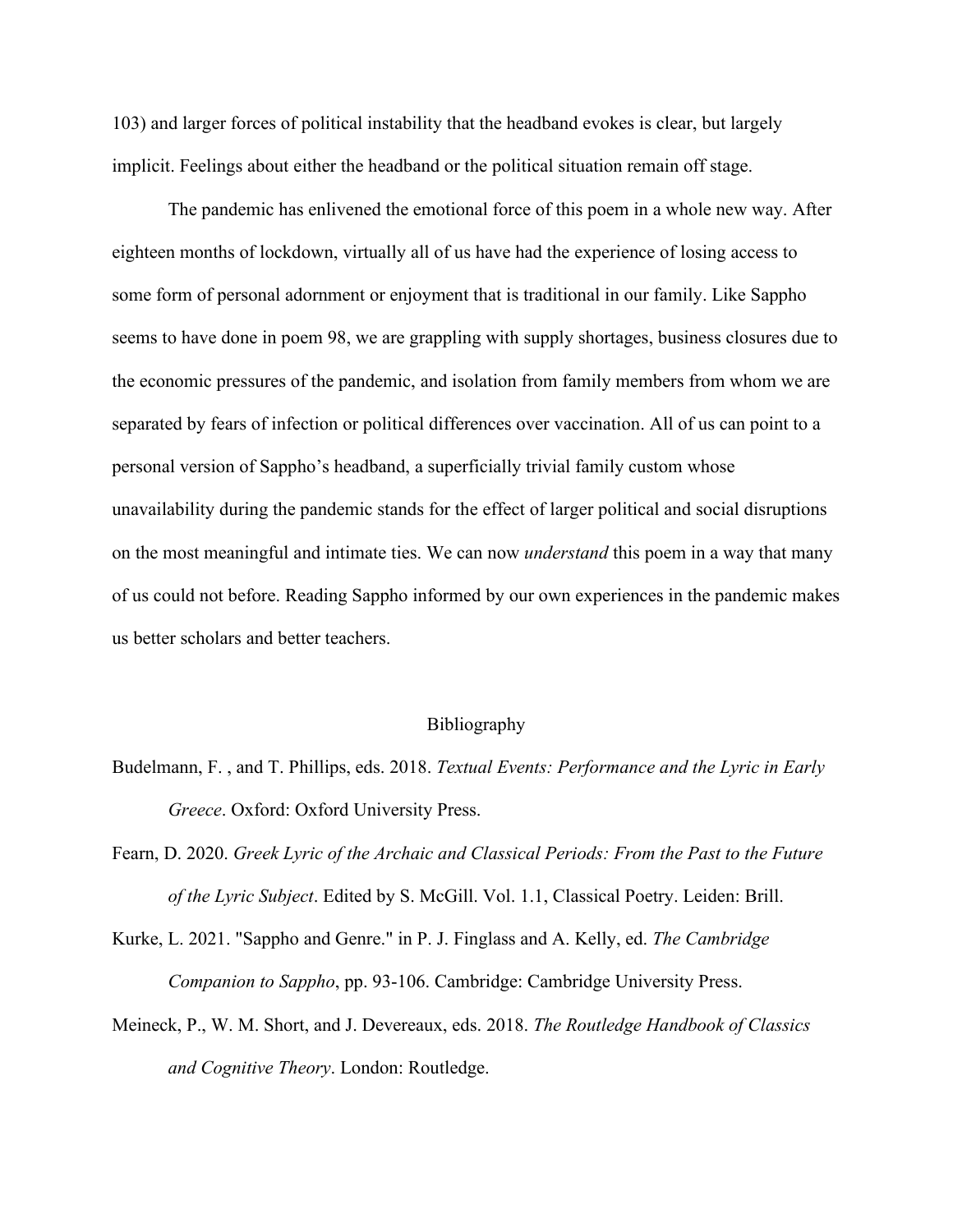103) and larger forces of political instability that the headband evokes is clear, but largely implicit. Feelings about either the headband or the political situation remain off stage.

The pandemic has enlivened the emotional force of this poem in a whole new way. After eighteen months of lockdown, virtually all of us have had the experience of losing access to some form of personal adornment or enjoyment that is traditional in our family. Like Sappho seems to have done in poem 98, we are grappling with supply shortages, business closures due to the economic pressures of the pandemic, and isolation from family members from whom we are separated by fears of infection or political differences over vaccination. All of us can point to a personal version of Sappho's headband, a superficially trivial family custom whose unavailability during the pandemic stands for the effect of larger political and social disruptions on the most meaningful and intimate ties. We can now *understand* this poem in a way that many of us could not before. Reading Sappho informed by our own experiences in the pandemic makes us better scholars and better teachers.

## Bibliography

Budelmann, F. , and T. Phillips, eds. 2018. *Textual Events: Performance and the Lyric in Early Greece*. Oxford: Oxford University Press.

Fearn, D. 2020. *Greek Lyric of the Archaic and Classical Periods: From the Past to the Future of the Lyric Subject*. Edited by S. McGill. Vol. 1.1, Classical Poetry. Leiden: Brill.

Kurke, L. 2021. "Sappho and Genre." in P. J. Finglass and A. Kelly, ed. *The Cambridge Companion to Sappho*, pp. 93-106. Cambridge: Cambridge University Press.

Meineck, P., W. M. Short, and J. Devereaux, eds. 2018. *The Routledge Handbook of Classics and Cognitive Theory*. London: Routledge.